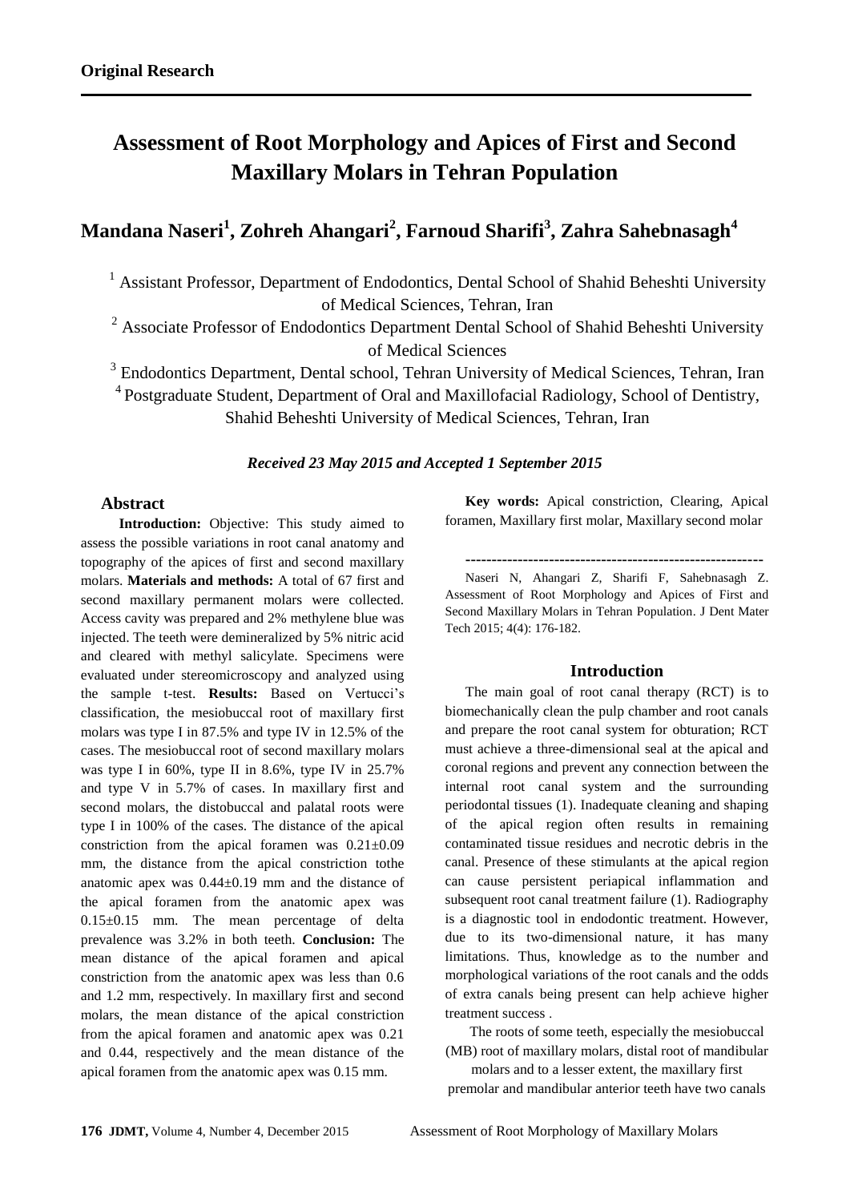**Original Research**

# Assessment of Root Morphology and Apices of First and Second Maxillary Molars in Tehran Population

## Mandana Naseri[1], Zohreh Ahangari[2], Farnoud Sharifi[3], Zahra Sahebnasagh[4]

[1] Assistant Professor, Department of Endodontics, Dental School of Shahid Beheshti University of Medical Sciences, Tehran, Iran

[2] Associate Professor of Endodontics Department Dental School of Shahid Beheshti University of Medical Sciences

[3] Endodontics Department, Dental school, Tehran University of Medical Sciences, Tehran, Iran

[4] Postgraduate Student, Department of Oral and Maxillofacial Radiology, School of Dentistry, Shahid Beheshti University of Medical Sciences, Tehran, Iran

*Received 23 May 2015 and Accepted 1 September 2015*

### Abstract

**Introduction:** Objective: This study aimed to assess the possible variations in root canal anatomy and topography of the apices of first and second maxillary molars. **Materials and methods:** A total of 67 first and second maxillary permanent molars were collected. Access cavity was prepared and 2% methylene blue was injected. The teeth were demineralized by 5% nitric acid and cleared with methyl salicylate. Specimens were evaluated under stereomicroscopy and analyzed using the sample t-test. **Results:** Based on Vertucci's classification, the mesiobuccal root of maxillary first molars was type I in 87.5% and type IV in 12.5% of the cases. The mesiobuccal root of second maxillary molars was type I in 60%, type II in 8.6%, type IV in 25.7% and type V in 5.7% of cases. In maxillary first and second molars, the distobuccal and palatal roots were type I in 100% of the cases. The distance of the apical constriction from the apical foramen was 0.21±0.09 mm, the distance from the apical constriction tothe anatomic apex was 0.44±0.19 mm and the distance of the apical foramen from the anatomic apex was 0.15±0.15 mm. The mean percentage of delta prevalence was 3.2% in both teeth. **Conclusion:** The mean distance of the apical foramen and apical constriction from the anatomic apex was less than 0.6 and 1.2 mm, respectively. In maxillary first and second molars, the mean distance of the apical constriction from the apical foramen and anatomic apex was 0.21 and 0.44, respectively and the mean distance of the apical foramen from the anatomic apex was 0.15 mm.

**Key words:** Apical constriction, Clearing, Apical foramen, Maxillary first molar, Maxillary second molar

---------------------------------------------------------

Naseri N, Ahangari Z, Sharifi F, Sahebnasagh Z. Assessment of Root Morphology and Apices of First and Second Maxillary Molars in Tehran Population. J Dent Mater Tech 2015; 4(4): 176-182.

### Introduction

The main goal of root canal therapy (RCT) is to biomechanically clean the pulp chamber and root canals and prepare the root canal system for obturation; RCT must achieve a three-dimensional seal at the apical and coronal regions and prevent any connection between the internal root canal system and the surrounding periodontal tissues (1). Inadequate cleaning and shaping of the apical region often results in remaining contaminated tissue residues and necrotic debris in the canal. Presence of these stimulants at the apical region can cause persistent periapical inflammation and subsequent root canal treatment failure (1). Radiography is a diagnostic tool in endodontic treatment. However, due to its two-dimensional nature, it has many limitations. Thus, knowledge as to the number and morphological variations of the root canals and the odds of extra canals being present can help achieve higher treatment success .

The roots of some teeth, especially the mesiobuccal (MB) root of maxillary molars, distal root of mandibular molars and to a lesser extent, the maxillary first premolar and mandibular anterior teeth have two canals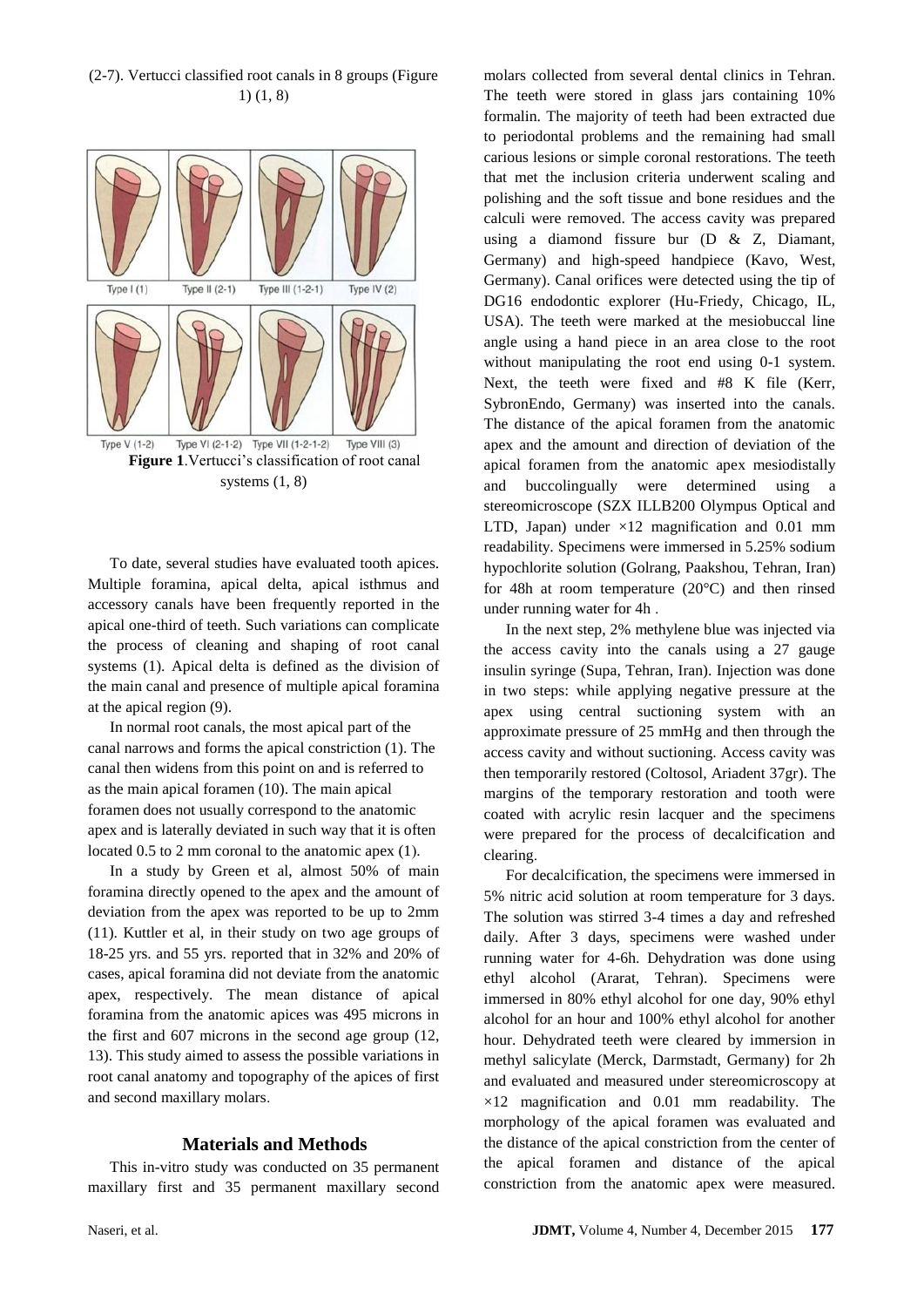(2-7). Vertucci classified root canals in 8 groups (Figure 1) (1, 8)

Type I (1)
Type II (2-1)
Type III (1-2-1)
Type IV (2)
Type V (1-2)
Type VI (2-1-2)
Type VII (1-2-1-2)
Type VIII (3)

**Figure 1**.Vertucci's classification of root canal systems (1, 8)

To date, several studies have evaluated tooth apices. Multiple foramina, apical delta, apical isthmus and accessory canals have been frequently reported in the apical one-third of teeth. Such variations can complicate the process of cleaning and shaping of root canal systems (1). Apical delta is defined as the division of the main canal and presence of multiple apical foramina at the apical region (9).

In normal root canals, the most apical part of the canal narrows and forms the apical constriction (1). The canal then widens from this point on and is referred to as the main apical foramen (10). The main apical foramen does not usually correspond to the anatomic apex and is laterally deviated in such way that it is often located 0.5 to 2 mm coronal to the anatomic apex (1).

In a study by Green et al, almost 50% of main foramina directly opened to the apex and the amount of deviation from the apex was reported to be up to 2mm (11). Kuttler et al, in their study on two age groups of 18-25 yrs. and 55 yrs. reported that in 32% and 20% of cases, apical foramina did not deviate from the anatomic apex, respectively. The mean distance of apical foramina from the anatomic apices was 495 microns in the first and 607 microns in the second age group (12, 13). This study aimed to assess the possible variations in root canal anatomy and topography of the apices of first and second maxillary molars.

## Materials and Methods

This in-vitro study was conducted on 35 permanent maxillary first and 35 permanent maxillary second molars collected from several dental clinics in Tehran. The teeth were stored in glass jars containing 10% formalin. The majority of teeth had been extracted due to periodontal problems and the remaining had small carious lesions or simple coronal restorations. The teeth that met the inclusion criteria underwent scaling and polishing and the soft tissue and bone residues and the calculi were removed. The access cavity was prepared using a diamond fissure bur (D & Z, Diamant, Germany) and high-speed handpiece (Kavo, West, Germany). Canal orifices were detected using the tip of DG16 endodontic explorer (Hu-Friedy, Chicago, IL, USA). The teeth were marked at the mesiobuccal line angle using a hand piece in an area close to the root without manipulating the root end using 0-1 system. Next, the teeth were fixed and #8 K file (Kerr, SybronEndo, Germany) was inserted into the canals. The distance of the apical foramen from the anatomic apex and the amount and direction of deviation of the apical foramen from the anatomic apex mesiodistally and buccolingually were determined using a stereomicroscope (SZX ILLB200 Olympus Optical and LTD, Japan) under ×12 magnification and 0.01 mm readability. Specimens were immersed in 5.25% sodium hypochlorite solution (Golrang, Paakshou, Tehran, Iran) for 48h at room temperature (20°C) and then rinsed under running water for 4h .

In the next step, 2% methylene blue was injected via the access cavity into the canals using a 27 gauge insulin syringe (Supa, Tehran, Iran). Injection was done in two steps: while applying negative pressure at the apex using central suctioning system with an approximate pressure of 25 mmHg and then through the access cavity and without suctioning. Access cavity was then temporarily restored (Coltosol, Ariadent 37gr). The margins of the temporary restoration and tooth were coated with acrylic resin lacquer and the specimens were prepared for the process of decalcification and clearing.

For decalcification, the specimens were immersed in 5% nitric acid solution at room temperature for 3 days. The solution was stirred 3-4 times a day and refreshed daily. After 3 days, specimens were washed under running water for 4-6h. Dehydration was done using ethyl alcohol (Ararat, Tehran). Specimens were immersed in 80% ethyl alcohol for one day, 90% ethyl alcohol for an hour and 100% ethyl alcohol for another hour. Dehydrated teeth were cleared by immersion in methyl salicylate (Merck, Darmstadt, Germany) for 2h and evaluated and measured under stereomicroscopy at ×12 magnification and 0.01 mm readability. The morphology of the apical foramen was evaluated and the distance of the apical constriction from the center of the apical foramen and distance of the apical constriction from the anatomic apex were measured.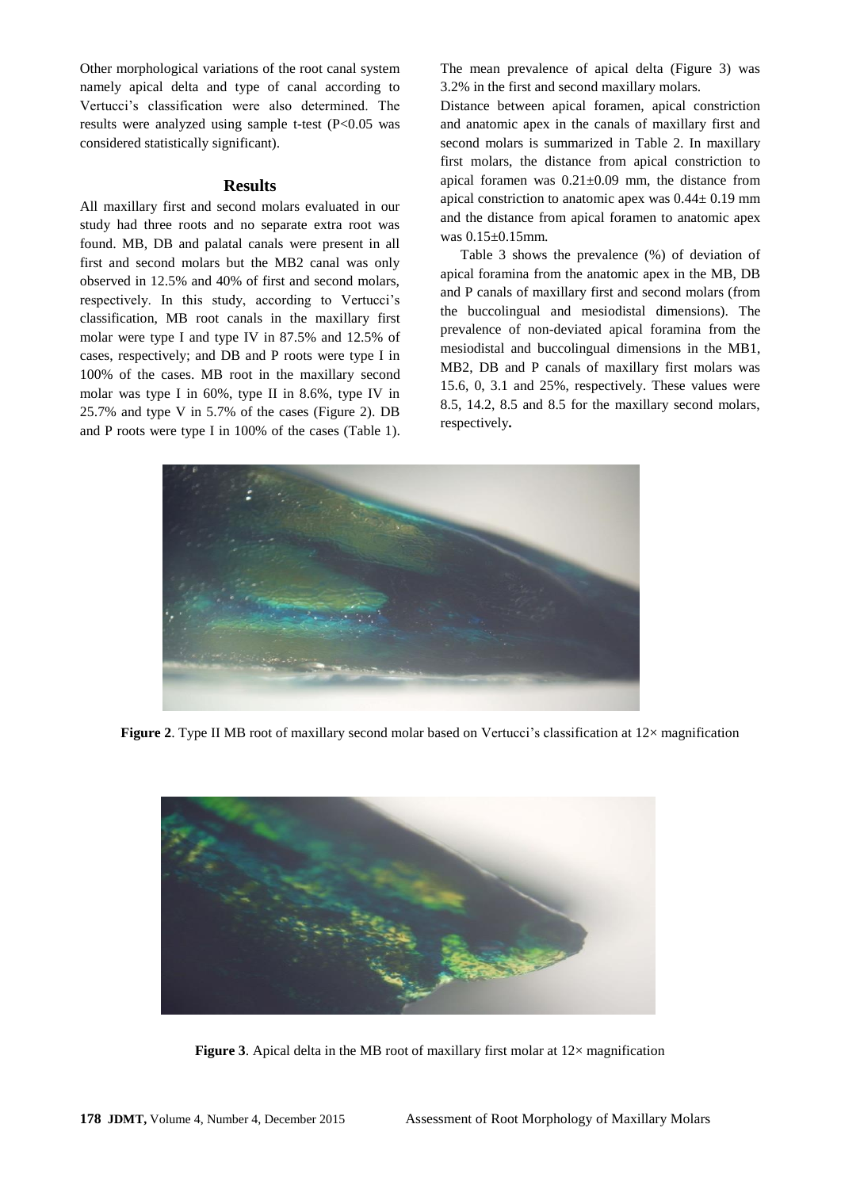Other morphological variations of the root canal system namely apical delta and type of canal according to Vertucci's classification were also determined. The results were analyzed using sample t-test ($P<0.05$ was considered statistically significant).

## Results

All maxillary first and second molars evaluated in our study had three roots and no separate extra root was found. MB, DB and palatal canals were present in all first and second molars but the MB2 canal was only observed in 12.5% and 40% of first and second molars, respectively. In this study, according to Vertucci's classification, MB root canals in the maxillary first molar were type I and type IV in 87.5% and 12.5% of cases, respectively; and DB and P roots were type I in 100% of the cases. MB root in the maxillary second molar was type I in 60%, type II in 8.6%, type IV in 25.7% and type V in 5.7% of the cases (Figure 2). DB and P roots were type I in 100% of the cases (Table 1).

The mean prevalence of apical delta (Figure 3) was 3.2% in the first and second maxillary molars.

Distance between apical foramen, apical constriction and anatomic apex in the canals of maxillary first and second molars is summarized in Table 2. In maxillary first molars, the distance from apical constriction to apical foramen was $0.21\pm0.09$ mm, the distance from apical constriction to anatomic apex was $0.44\pm 0.19$ mm and the distance from apical foramen to anatomic apex was $0.15\pm0.15$mm.

Table 3 shows the prevalence (%) of deviation of apical foramina from the anatomic apex in the MB, DB and P canals of maxillary first and second molars (from the buccolingual and mesiodistal dimensions). The prevalence of non-deviated apical foramina from the mesiodistal and buccolingual dimensions in the MB1, MB2, DB and P canals of maxillary first molars was 15.6, 0, 3.1 and 25%, respectively. These values were 8.5, 14.2, 8.5 and 8.5 for the maxillary second molars, respectively**.**

**Figure 2**. Type II MB root of maxillary second molar based on Vertucci's classification at 12× magnification

**Figure 3**. Apical delta in the MB root of maxillary first molar at 12× magnification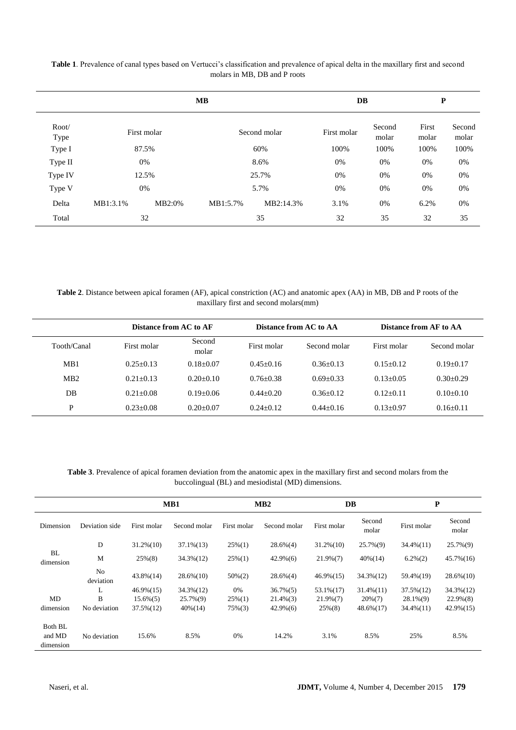**Table 1**. Prevalence of canal types based on Vertucci's classification and prevalence of apical delta in the maxillary first and second molars in MB, DB and P roots

| | MB | | | | DB | | P | |
|---|---|---|---|---|---|---|---|---|
| Root/ Type | First molar | | Second molar | | First molar | Second molar | First molar | Second molar |
| Type I | 87.5% | | 60% | | 100% | 100% | 100% | 100% |
| Type II | 0% | | 8.6% | | 0% | 0% | 0% | 0% |
| Type IV | 12.5% | | 25.7% | | 0% | 0% | 0% | 0% |
| Type V | 0% | | 5.7% | | 0% | 0% | 0% | 0% |
| Delta | MB1:3.1% | MB2:0% | MB1:5.7% | MB2:14.3% | 3.1% | 0% | 6.2% | 0% |
| Total | 32 | | 35 | | 32 | 35 | 32 | 35 |

**Table 2**. Distance between apical foramen (AF), apical constriction (AC) and anatomic apex (AA) in MB, DB and P roots of the maxillary first and second molars(mm)

| | Distance from AC to AF | | Distance from AC to AA | | Distance from AF to AA | |
|---|---|---|---|---|---|---|
| Tooth/Canal | First molar | Second molar | First molar | Second molar | First molar | Second molar |
| MB1 | 0.25±0.13 | 0.18±0.07 | 0.45±0.16 | 0.36±0.13 | 0.15±0.12 | 0.19±0.17 |
| MB2 | 0.21±0.13 | 0.20±0.10 | 0.76±0.38 | 0.69±0.33 | 0.13±0.05 | 0.30±0.29 |
| DB | 0.21±0.08 | 0.19±0.06 | 0.44±0.20 | 0.36±0.12 | 0.12±0.11 | 0.10±0.10 |
| P | 0.23±0.08 | 0.20±0.07 | 0.24±0.12 | 0.44±0.16 | 0.13±0.97 | 0.16±0.11 |

**Table 3**. Prevalence of apical foramen deviation from the anatomic apex in the maxillary first and second molars from the buccolingual (BL) and mesiodistal (MD) dimensions.

| | | MB1 | | MB2 | | DB | | P | |
|---|---|---|---|---|---|---|---|---|---|
| Dimension | Deviation side | First molar | Second molar | First molar | Second molar | First molar | Second molar | First molar | Second molar |
| BL dimension | D | 31.2%(10) | 37.1%(13) | 25%(1) | 28.6%(4) | 31.2%(10) | 25.7%(9) | 34.4%(11) | 25.7%(9) |
| | M | 25%(8) | 34.3%(12) | 25%(1) | 42.9%(6) | 21.9%(7) | 40%(14) | 6.2%(2) | 45.7%(16) |
| | No deviation | 43.8%(14) | 28.6%(10) | 50%(2) | 28.6%(4) | 46.9%(15) | 34.3%(12) | 59.4%(19) | 28.6%(10) |
| MD dimension | L | 46.9%(15) | 34.3%(12) | 0% | 36.7%(5) | 53.1%(17) | 31.4%(11) | 37.5%(12) | 34.3%(12) |
| | B | 15.6%(5) | 25.7%(9) | 25%(1) | 21.4%(3) | 21.9%(7) | 20%(7) | 28.1%(9) | 22.9%(8) |
| | No deviation | 37.5%(12) | 40%(14) | 75%(3) | 42.9%(6) | 25%(8) | 48.6%(17) | 34.4%(11) | 42.9%(15) |
| Both BL and MD dimension | No deviation | 15.6% | 8.5% | 0% | 14.2% | 3.1% | 8.5% | 25% | 8.5% |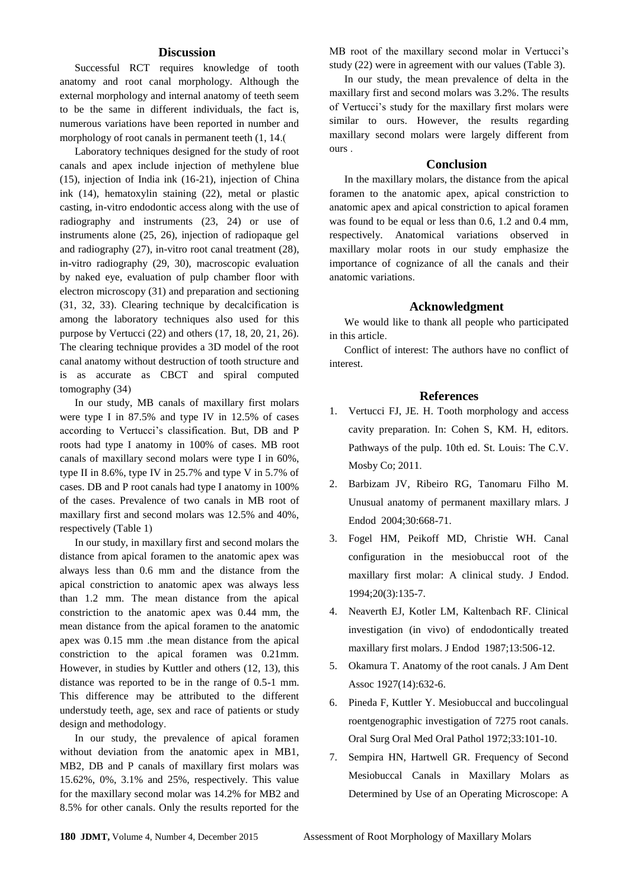## Discussion

Successful RCT requires knowledge of tooth anatomy and root canal morphology. Although the external morphology and internal anatomy of teeth seem to be the same in different individuals, the fact is, numerous variations have been reported in number and morphology of root canals in permanent teeth (1, 14.(

Laboratory techniques designed for the study of root canals and apex include injection of methylene blue (15), injection of India ink (16-21), injection of China ink (14), hematoxylin staining (22), metal or plastic casting, in-vitro endodontic access along with the use of radiography and instruments (23, 24) or use of instruments alone (25, 26), injection of radiopaque gel and radiography (27), in-vitro root canal treatment (28), in-vitro radiography (29, 30), macroscopic evaluation by naked eye, evaluation of pulp chamber floor with electron microscopy (31) and preparation and sectioning (31, 32, 33). Clearing technique by decalcification is among the laboratory techniques also used for this purpose by Vertucci (22) and others (17, 18, 20, 21, 26). The clearing technique provides a 3D model of the root canal anatomy without destruction of tooth structure and is as accurate as CBCT and spiral computed tomography (34)

In our study, MB canals of maxillary first molars were type I in 87.5% and type IV in 12.5% of cases according to Vertucci's classification. But, DB and P roots had type I anatomy in 100% of cases. MB root canals of maxillary second molars were type I in 60%, type II in 8.6%, type IV in 25.7% and type V in 5.7% of cases. DB and P root canals had type I anatomy in 100% of the cases. Prevalence of two canals in MB root of maxillary first and second molars was 12.5% and 40%, respectively (Table 1)

In our study, in maxillary first and second molars the distance from apical foramen to the anatomic apex was always less than 0.6 mm and the distance from the apical constriction to anatomic apex was always less than 1.2 mm. The mean distance from the apical constriction to the anatomic apex was 0.44 mm, the mean distance from the apical foramen to the anatomic apex was 0.15 mm .the mean distance from the apical constriction to the apical foramen was 0.21mm. However, in studies by Kuttler and others (12, 13), this distance was reported to be in the range of 0.5-1 mm. This difference may be attributed to the different understudy teeth, age, sex and race of patients or study design and methodology.

In our study, the prevalence of apical foramen without deviation from the anatomic apex in MB1, MB2, DB and P canals of maxillary first molars was 15.62%, 0%, 3.1% and 25%, respectively. This value for the maxillary second molar was 14.2% for MB2 and 8.5% for other canals. Only the results reported for the MB root of the maxillary second molar in Vertucci's study (22) were in agreement with our values (Table 3).

In our study, the mean prevalence of delta in the maxillary first and second molars was 3.2%. The results of Vertucci's study for the maxillary first molars were similar to ours. However, the results regarding maxillary second molars were largely different from ours .

## Conclusion

In the maxillary molars, the distance from the apical foramen to the anatomic apex, apical constriction to anatomic apex and apical constriction to apical foramen was found to be equal or less than 0.6, 1.2 and 0.4 mm, respectively. Anatomical variations observed in maxillary molar roots in our study emphasize the importance of cognizance of all the canals and their anatomic variations.

## Acknowledgment

We would like to thank all people who participated in this article.

Conflict of interest: The authors have no conflict of interest.

## References

1. Vertucci FJ, JE. H. Tooth morphology and access cavity preparation. In: Cohen S, KM. H, editors. Pathways of the pulp. 10th ed. St. Louis: The C.V. Mosby Co; 2011.
2. Barbizam JV, Ribeiro RG, Tanomaru Filho M. Unusual anatomy of permanent maxillary mlars. J Endod 2004;30:668-71.
3. Fogel HM, Peikoff MD, Christie WH. Canal configuration in the mesiobuccal root of the maxillary first molar: A clinical study. J Endod. 1994;20(3):135-7.
4. Neaverth EJ, Kotler LM, Kaltenbach RF. Clinical investigation (in vivo) of endodontically treated maxillary first molars. J Endod 1987;13:506-12.
5. Okamura T. Anatomy of the root canals. J Am Dent Assoc 1927(14):632-6.
6. Pineda F, Kuttler Y. Mesiobuccal and buccolingual roentgenographic investigation of 7275 root canals. Oral Surg Oral Med Oral Pathol 1972;33:101-10.
7. Sempira HN, Hartwell GR. Frequency of Second Mesiobuccal Canals in Maxillary Molars as Determined by Use of an Operating Microscope: A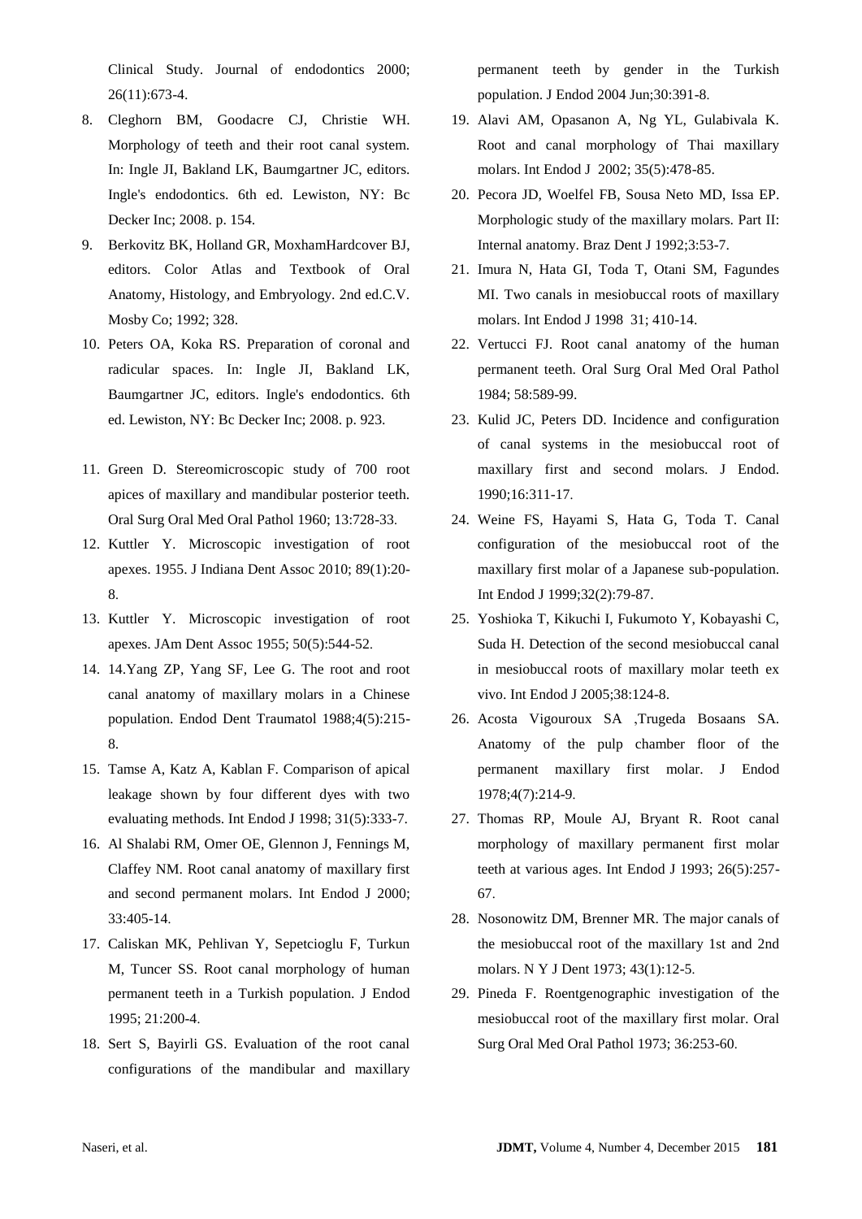Clinical Study. Journal of endodontics 2000; 26(11):673-4.

8. Cleghorn BM, Goodacre CJ, Christie WH. Morphology of teeth and their root canal system. In: Ingle JI, Bakland LK, Baumgartner JC, editors. Ingle's endodontics. 6th ed. Lewiston, NY: Bc Decker Inc; 2008. p. 154.
9. Berkovitz BK, Holland GR, MoxhamHardcover BJ, editors. Color Atlas and Textbook of Oral Anatomy, Histology, and Embryology. 2nd ed.C.V. Mosby Co; 1992; 328.
10. Peters OA, Koka RS. Preparation of coronal and radicular spaces. In: Ingle JI, Bakland LK, Baumgartner JC, editors. Ingle's endodontics. 6th ed. Lewiston, NY: Bc Decker Inc; 2008. p. 923.
11. Green D. Stereomicroscopic study of 700 root apices of maxillary and mandibular posterior teeth. Oral Surg Oral Med Oral Pathol 1960; 13:728-33.
12. Kuttler Y. Microscopic investigation of root apexes. 1955. J Indiana Dent Assoc 2010; 89(1):20-8.
13. Kuttler Y. Microscopic investigation of root apexes. JAm Dent Assoc 1955; 50(5):544-52.
14. 14.Yang ZP, Yang SF, Lee G. The root and root canal anatomy of maxillary molars in a Chinese population. Endod Dent Traumatol 1988;4(5):215-8.
15. Tamse A, Katz A, Kablan F. Comparison of apical leakage shown by four different dyes with two evaluating methods. Int Endod J 1998; 31(5):333-7.
16. Al Shalabi RM, Omer OE, Glennon J, Fennings M, Claffey NM. Root canal anatomy of maxillary first and second permanent molars. Int Endod J 2000; 33:405-14.
17. Caliskan MK, Pehlivan Y, Sepetcioglu F, Turkun M, Tuncer SS. Root canal morphology of human permanent teeth in a Turkish population. J Endod 1995; 21:200-4.
18. Sert S, Bayirli GS. Evaluation of the root canal configurations of the mandibular and maxillary permanent teeth by gender in the Turkish population. J Endod 2004 Jun;30:391-8.
19. Alavi AM, Opasanon A, Ng YL, Gulabivala K. Root and canal morphology of Thai maxillary molars. Int Endod J 2002; 35(5):478-85.
20. Pecora JD, Woelfel FB, Sousa Neto MD, Issa EP. Morphologic study of the maxillary molars. Part II: Internal anatomy. Braz Dent J 1992;3:53-7.
21. Imura N, Hata GI, Toda T, Otani SM, Fagundes MI. Two canals in mesiobuccal roots of maxillary molars. Int Endod J 1998 31; 410-14.
22. Vertucci FJ. Root canal anatomy of the human permanent teeth. Oral Surg Oral Med Oral Pathol 1984; 58:589-99.
23. Kulid JC, Peters DD. Incidence and configuration of canal systems in the mesiobuccal root of maxillary first and second molars. J Endod. 1990;16:311-17.
24. Weine FS, Hayami S, Hata G, Toda T. Canal configuration of the mesiobuccal root of the maxillary first molar of a Japanese sub-population. Int Endod J 1999;32(2):79-87.
25. Yoshioka T, Kikuchi I, Fukumoto Y, Kobayashi C, Suda H. Detection of the second mesiobuccal canal in mesiobuccal roots of maxillary molar teeth ex vivo. Int Endod J 2005;38:124-8.
26. Acosta Vigouroux SA ,Trugeda Bosaans SA. Anatomy of the pulp chamber floor of the permanent maxillary first molar. J Endod 1978;4(7):214-9.
27. Thomas RP, Moule AJ, Bryant R. Root canal morphology of maxillary permanent first molar teeth at various ages. Int Endod J 1993; 26(5):257-67.
28. Nosonowitz DM, Brenner MR. The major canals of the mesiobuccal root of the maxillary 1st and 2nd molars. N Y J Dent 1973; 43(1):12-5.
29. Pineda F. Roentgenographic investigation of the mesiobuccal root of the maxillary first molar. Oral Surg Oral Med Oral Pathol 1973; 36:253-60.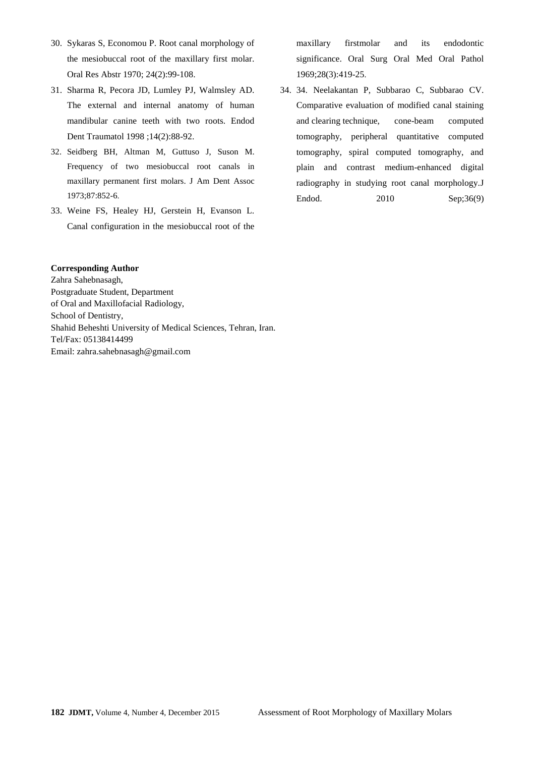30. Sykaras S, Economou P. Root canal morphology of the mesiobuccal root of the maxillary first molar. Oral Res Abstr 1970; 24(2):99-108.
31. Sharma R, Pecora JD, Lumley PJ, Walmsley AD. The external and internal anatomy of human mandibular canine teeth with two roots. Endod Dent Traumatol 1998 ;14(2):88-92.
32. Seidberg BH, Altman M, Guttuso J, Suson M. Frequency of two mesiobuccal root canals in maxillary permanent first molars. J Am Dent Assoc 1973;87:852-6.
33. Weine FS, Healey HJ, Gerstein H, Evanson L. Canal configuration in the mesiobuccal root of the maxillary firstmolar and its endodontic significance. Oral Surg Oral Med Oral Pathol 1969;28(3):419-25.
34. 34. Neelakantan P, Subbarao C, Subbarao CV. Comparative evaluation of modified canal staining and clearing technique, cone-beam computed tomography, peripheral quantitative computed tomography, spiral computed tomography, and plain and contrast medium-enhanced digital radiography in studying root canal morphology.J Endod. 2010 Sep;36(9)

**Corresponding Author**

Zahra Sahebnasagh,
Postgraduate Student, Department
of Oral and Maxillofacial Radiology,
School of Dentistry,
Shahid Beheshti University of Medical Sciences, Tehran, Iran.
Tel/Fax: 05138414499
Email: zahra.sahebnasagh@gmail.com